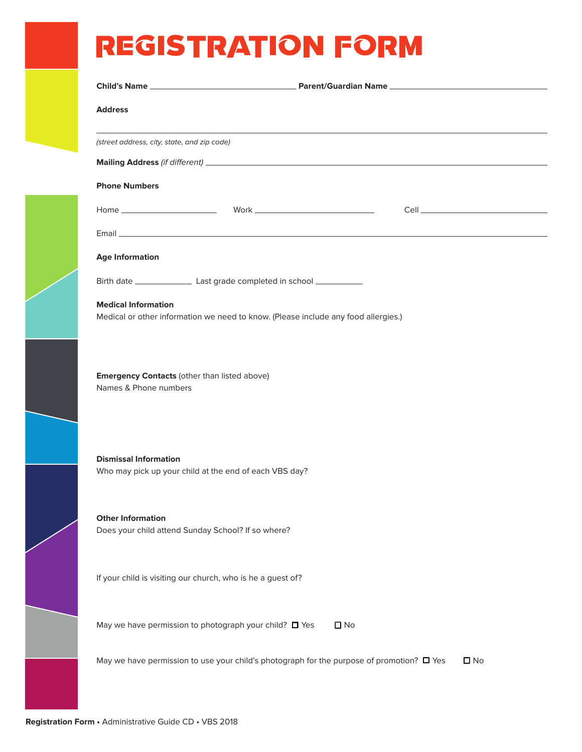# REGISTRATION FORM

**Child's Name** ______________________________ **Parent/Guardian Name** ______________________________

**Address**

______________________________________________________________________

*(street address, city, state, and zip code)*

**Mailing Address** *(if different)* ______________________________________________________________________

**Phone Numbers**

Home ____________________ Work ________________________ Cell ________________________

Email ______________________________________________________________________

**Age Information**

Birth date ____________ Last grade completed in school ___________

**Medical Information**
Medical or other information we need to know. (Please include any food allergies.)

**Emergency Contacts** (other than listed above)
Names & Phone numbers

**Dismissal Information**
Who may pick up your child at the end of each VBS day?

**Other Information**
Does your child attend Sunday School? If so where?

If your child is visiting our church, who is he a guest of?

May we have permission to photograph your child? ☐ Yes ☐ No

May we have permission to use your child's photograph for the purpose of promotion? ☐ Yes ☐ No

**Registration Form** • Administrative Guide CD • VBS 2018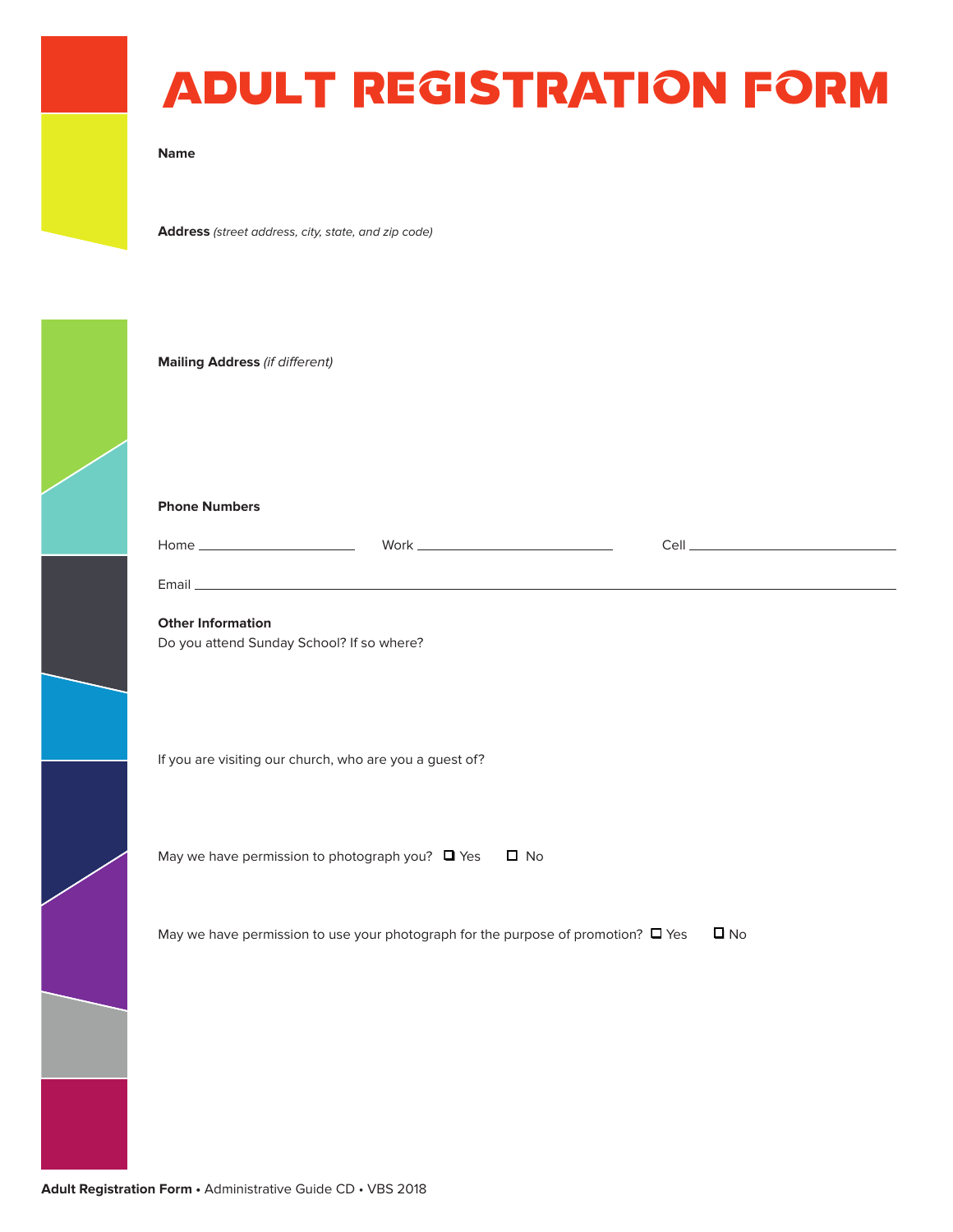# ADULT REGISTRATION FORM

**Name**

**Address** *(street address, city, state, and zip code)*

**Mailing Address** *(if different)*

**Phone Numbers**

Home ____________________ Work _________________________ Cell __________________________

Email ______________________________________________________________________________

**Other Information**

Do you attend Sunday School? If so where?

If you are visiting our church, who are you a guest of?

May we have permission to photograph you? ☐ Yes ☐ No

May we have permission to use your photograph for the purpose of promotion? ☐ Yes ☐ No